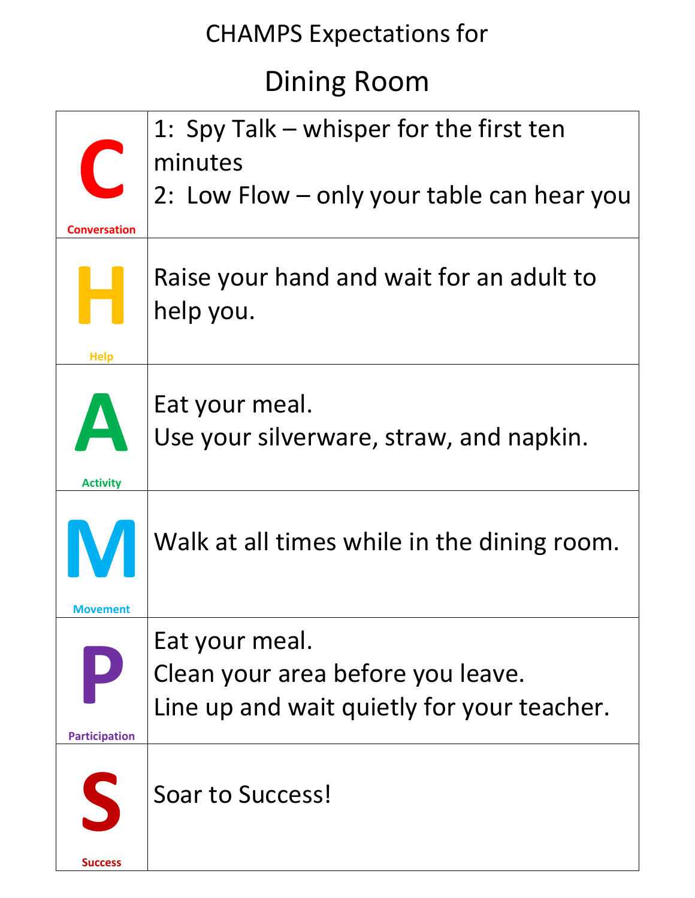# CHAMPS Expectations for

## Dining Room

| | |
|---|---|
| **C** Conversation | 1: Spy Talk – whisper for the first ten minutes<br>2: Low Flow – only your table can hear you |
| **H** Help | Raise your hand and wait for an adult to help you. |
| **A** Activity | Eat your meal.<br>Use your silverware, straw, and napkin. |
| **M** Movement | Walk at all times while in the dining room. |
| **P** Participation | Eat your meal.<br>Clean your area before you leave.<br>Line up and wait quietly for your teacher. |
| **S** Success | Soar to Success! |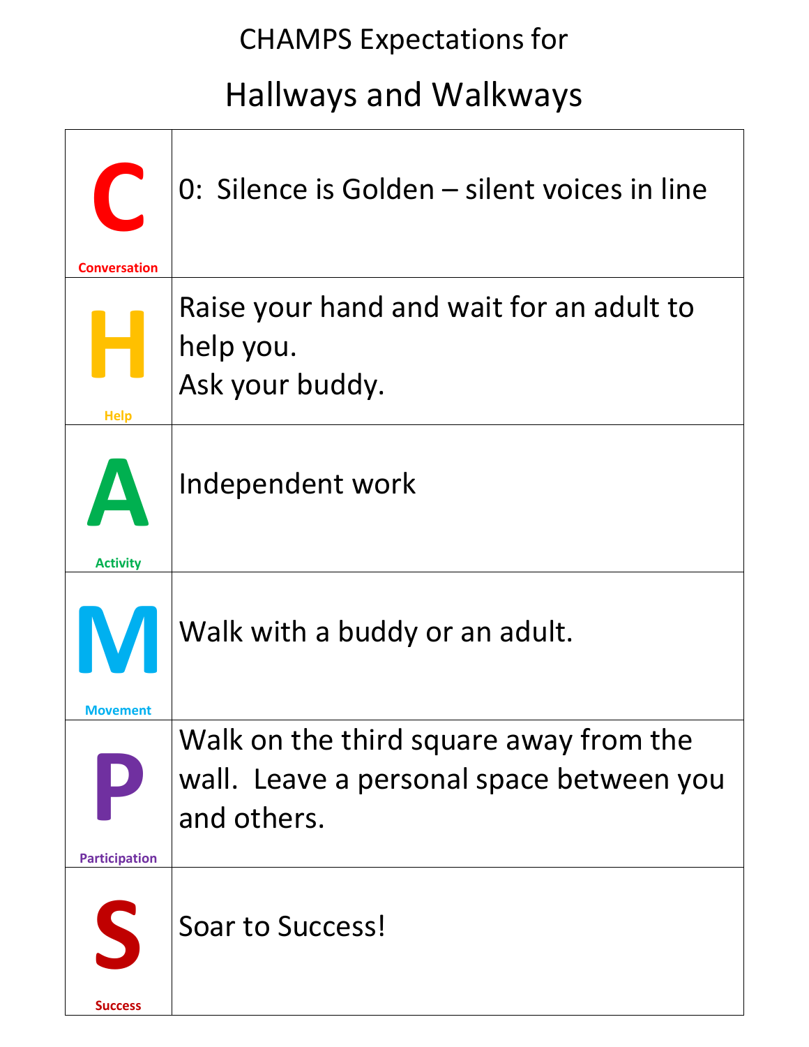# CHAMPS Expectations for

## Hallways and Walkways

| | |
|---|---|
| **C** Conversation | 0: Silence is Golden – silent voices in line |
| **H** Help | Raise your hand and wait for an adult to help you.<br>Ask your buddy. |
| **A** Activity | Independent work |
| **M** Movement | Walk with a buddy or an adult. |
| **P** Participation | Walk on the third square away from the wall. Leave a personal space between you and others. |
| **S** Success | Soar to Success! |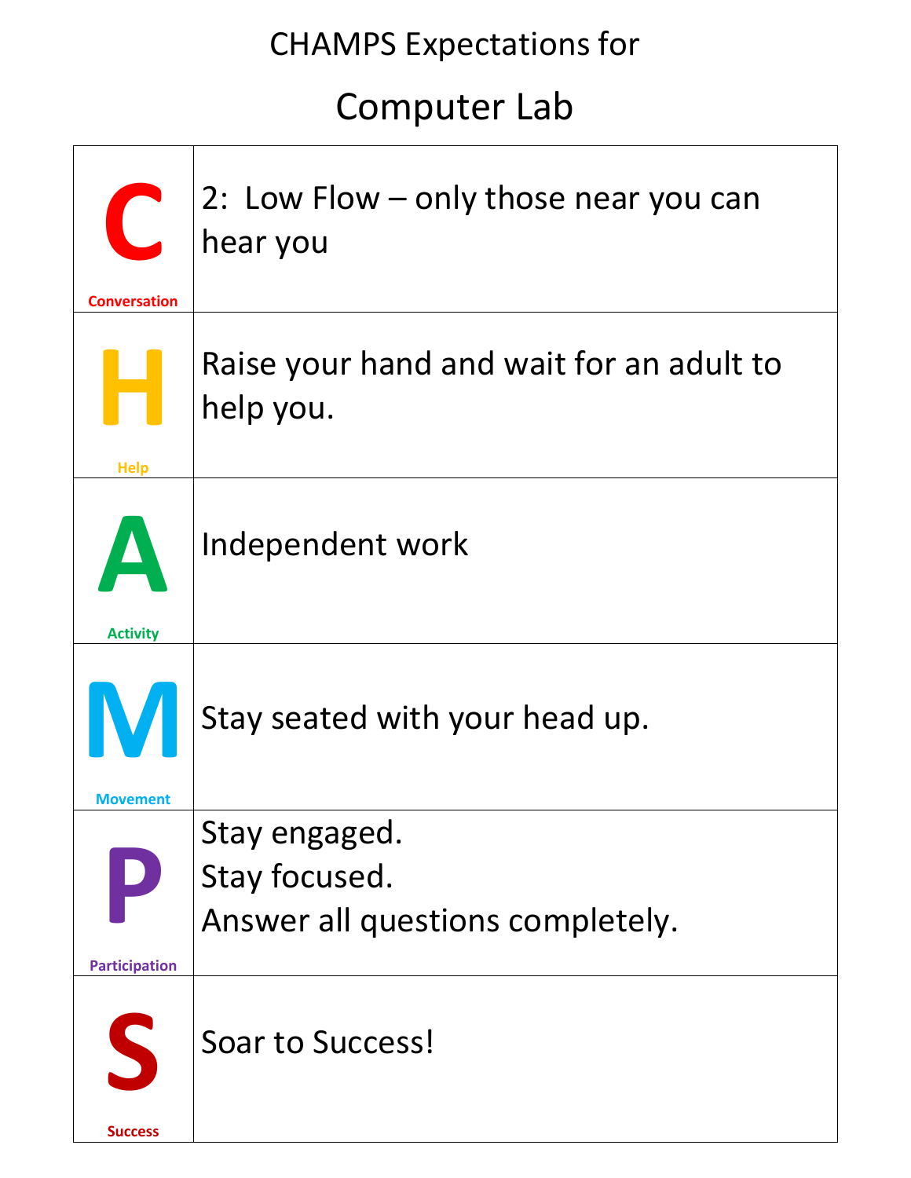# CHAMPS Expectations for

## Computer Lab

| | |
|---|---|
| **C** Conversation | 2:  Low Flow – only those near you can hear you |
| **H** Help | Raise your hand and wait for an adult to help you. |
| **A** Activity | Independent work |
| **M** Movement | Stay seated with your head up. |
| **P** Participation | Stay engaged.<br>Stay focused.<br>Answer all questions completely. |
| **S** Success | Soar to Success! |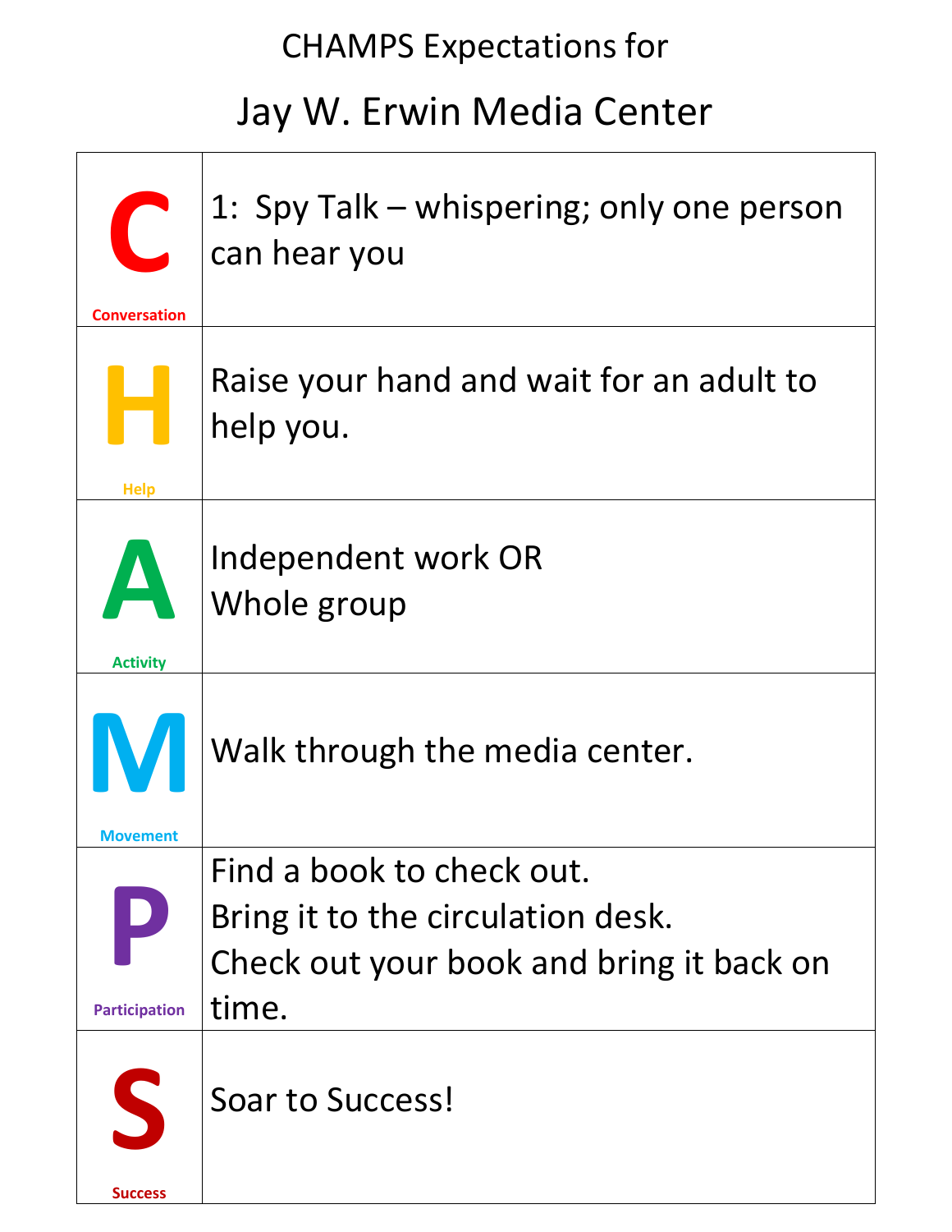# CHAMPS Expectations for

## Jay W. Erwin Media Center

| | |
|---|---|
| **C** Conversation | 1: Spy Talk – whispering; only one person can hear you |
| **H** Help | Raise your hand and wait for an adult to help you. |
| **A** Activity | Independent work OR<br>Whole group |
| **M** Movement | Walk through the media center. |
| **P** Participation | Find a book to check out.<br>Bring it to the circulation desk.<br>Check out your book and bring it back on time. |
| **S** Success | Soar to Success! |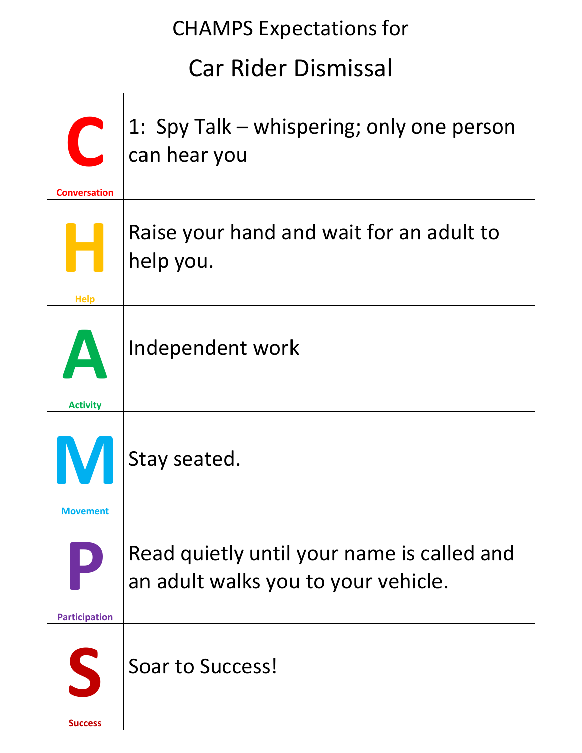# CHAMPS Expectations for

## Car Rider Dismissal

| | |
|---|---|
| **C** Conversation | 1: Spy Talk – whispering; only one person can hear you |
| **H** Help | Raise your hand and wait for an adult to help you. |
| **A** Activity | Independent work |
| **M** Movement | Stay seated. |
| **P** Participation | Read quietly until your name is called and an adult walks you to your vehicle. |
| **S** Success | Soar to Success! |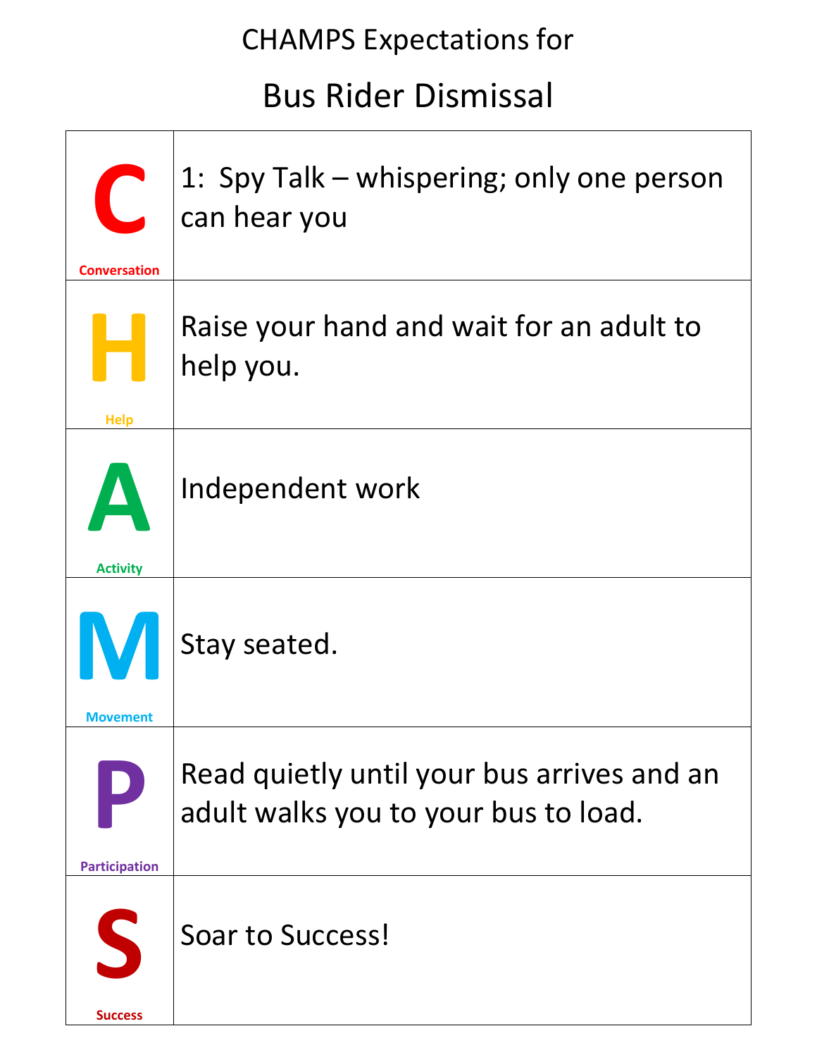# CHAMPS Expectations for

## Bus Rider Dismissal

| | |
|---|---|
| **C** Conversation | 1: Spy Talk – whispering; only one person can hear you |
| **H** Help | Raise your hand and wait for an adult to help you. |
| **A** Activity | Independent work |
| **M** Movement | Stay seated. |
| **P** Participation | Read quietly until your bus arrives and an adult walks you to your bus to load. |
| **S** Success | Soar to Success! |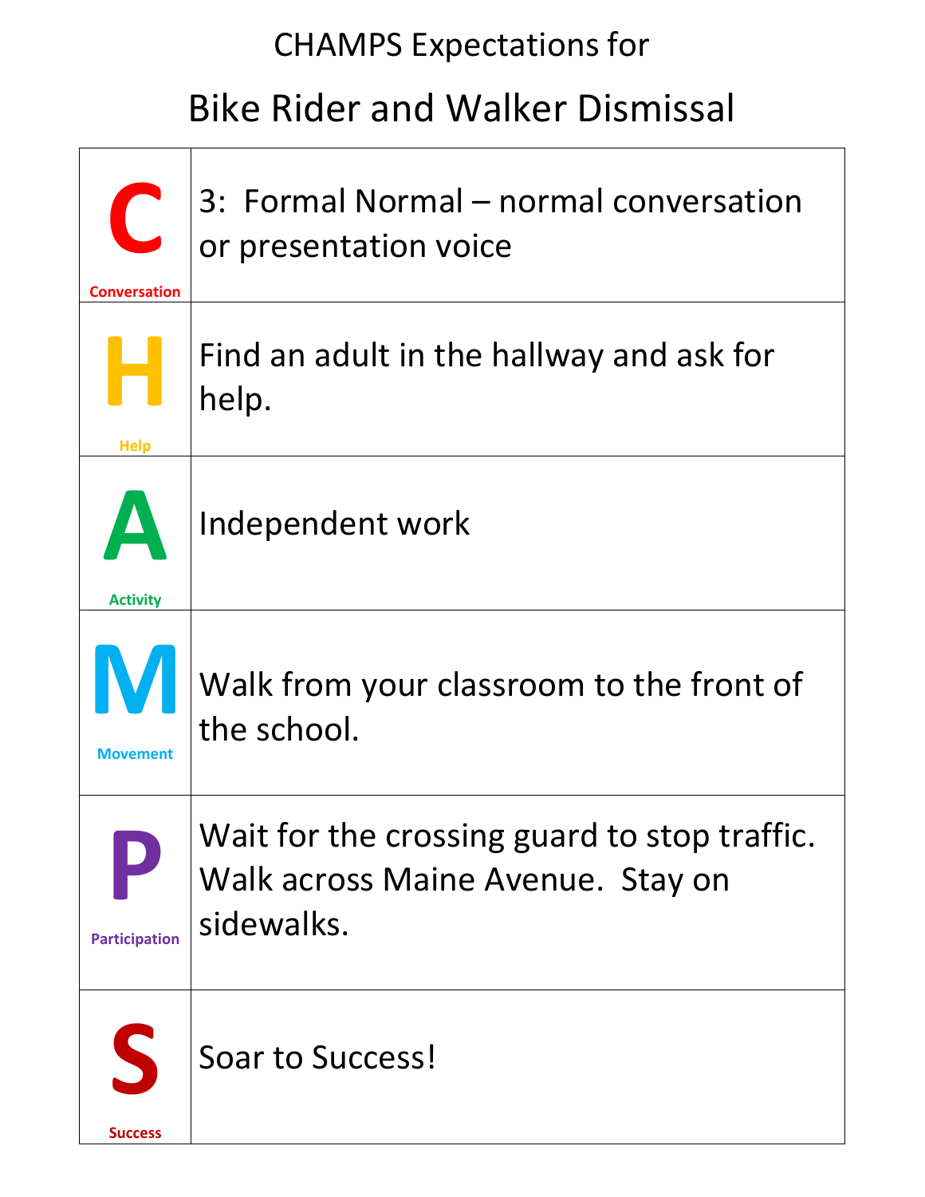# CHAMPS Expectations for

## Bike Rider and Walker Dismissal

| | |
|---|---|
| **C** Conversation | 3: Formal Normal – normal conversation or presentation voice |
| **H** Help | Find an adult in the hallway and ask for help. |
| **A** Activity | Independent work |
| **M** Movement | Walk from your classroom to the front of the school. |
| **P** Participation | Wait for the crossing guard to stop traffic. Walk across Maine Avenue. Stay on sidewalks. |
| **S** Success | Soar to Success! |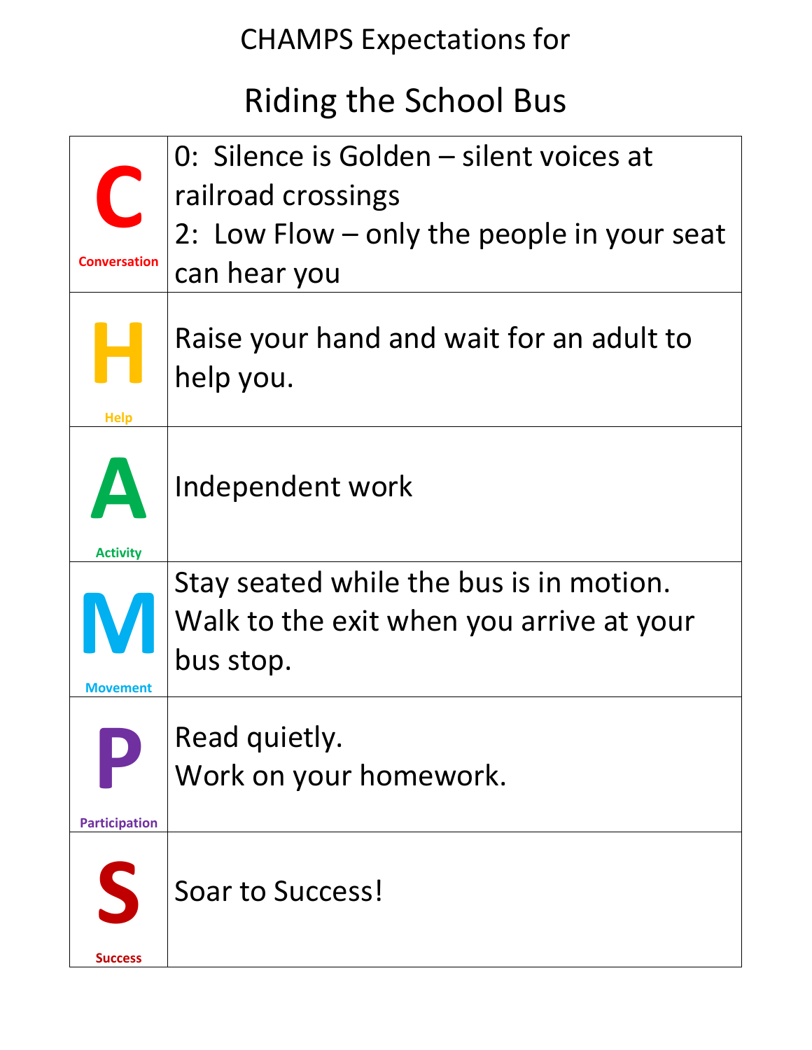# CHAMPS Expectations for

## Riding the School Bus

| | |
|---|---|
| **C** Conversation | 0: Silence is Golden – silent voices at railroad crossings<br>2: Low Flow – only the people in your seat can hear you |
| **H** Help | Raise your hand and wait for an adult to help you. |
| **A** Activity | Independent work |
| **M** Movement | Stay seated while the bus is in motion.<br>Walk to the exit when you arrive at your bus stop. |
| **P** Participation | Read quietly.<br>Work on your homework. |
| **S** Success | Soar to Success! |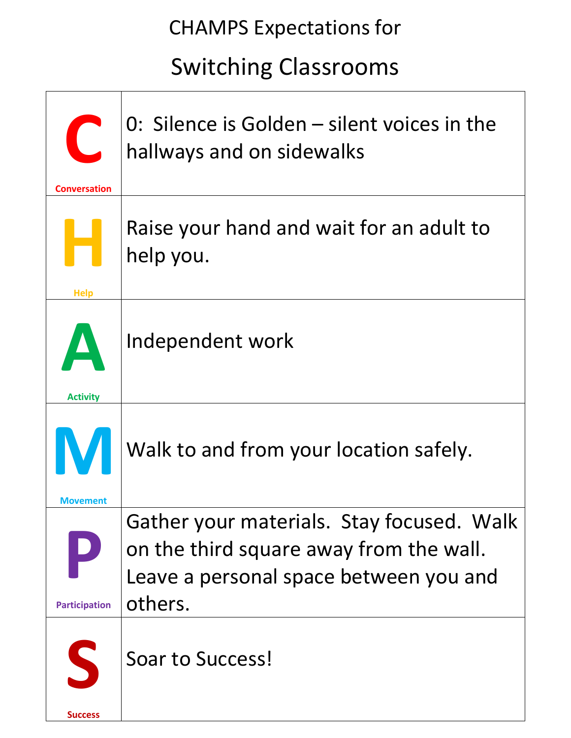# CHAMPS Expectations for

## Switching Classrooms

| | |
|---|---|
| **C** Conversation | 0: Silence is Golden – silent voices in the hallways and on sidewalks |
| **H** Help | Raise your hand and wait for an adult to help you. |
| **A** Activity | Independent work |
| **M** Movement | Walk to and from your location safely. |
| **P** Participation | Gather your materials. Stay focused. Walk on the third square away from the wall. Leave a personal space between you and others. |
| **S** Success | Soar to Success! |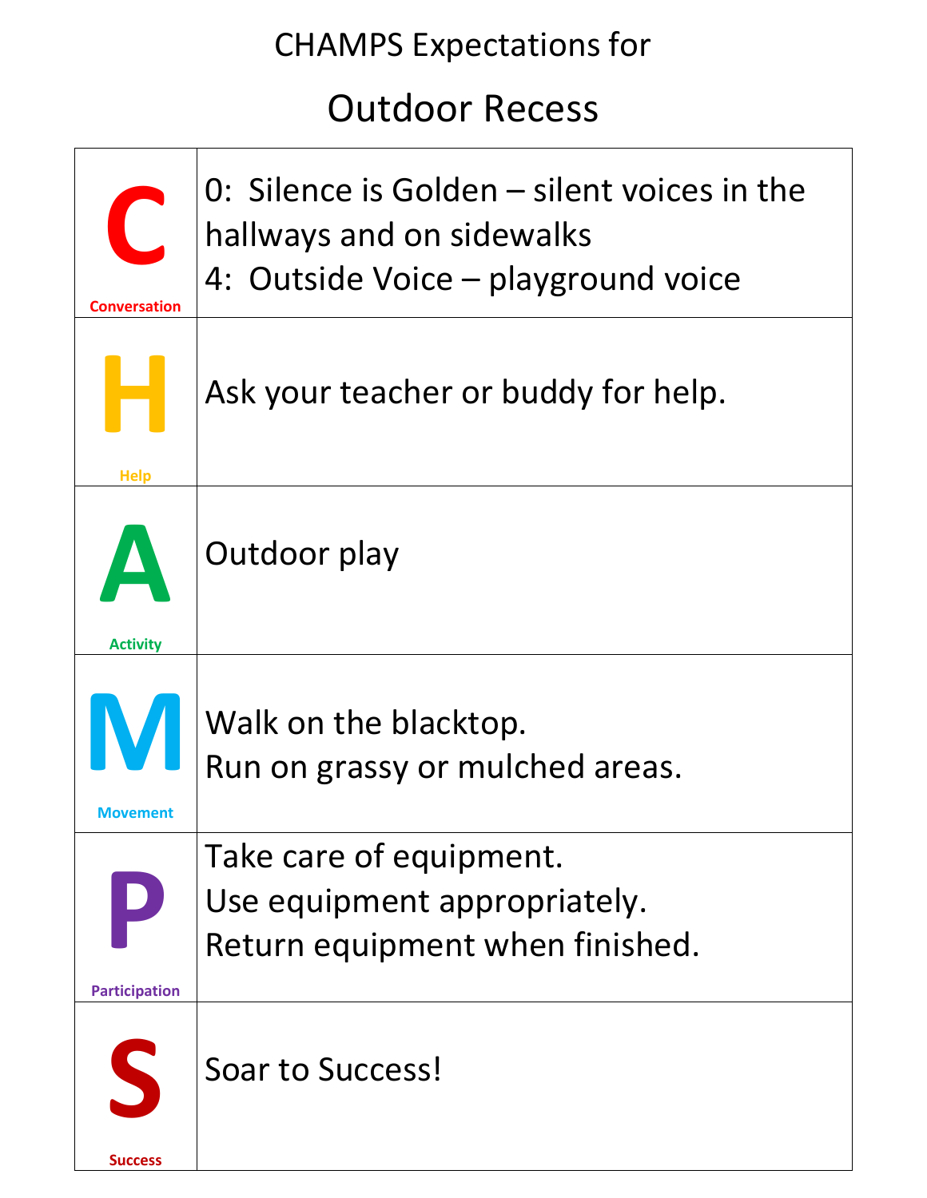# CHAMPS Expectations for

## Outdoor Recess

| | |
|---|---|
| **C** Conversation | 0: Silence is Golden – silent voices in the hallways and on sidewalks<br>4: Outside Voice – playground voice |
| **H** Help | Ask your teacher or buddy for help. |
| **A** Activity | Outdoor play |
| **M** Movement | Walk on the blacktop.<br>Run on grassy or mulched areas. |
| **P** Participation | Take care of equipment.<br>Use equipment appropriately.<br>Return equipment when finished. |
| **S** Success | Soar to Success! |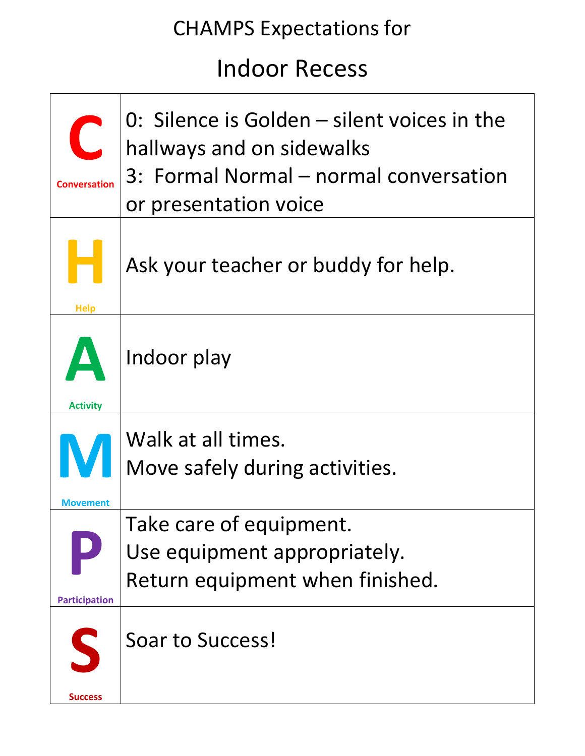# CHAMPS Expectations for

## Indoor Recess

| | |
|---|---|
| **C** Conversation | 0: Silence is Golden – silent voices in the hallways and on sidewalks<br>3: Formal Normal – normal conversation or presentation voice |
| **H** Help | Ask your teacher or buddy for help. |
| **A** Activity | Indoor play |
| **M** Movement | Walk at all times.<br>Move safely during activities. |
| **P** Participation | Take care of equipment.<br>Use equipment appropriately.<br>Return equipment when finished. |
| **S** Success | Soar to Success! |